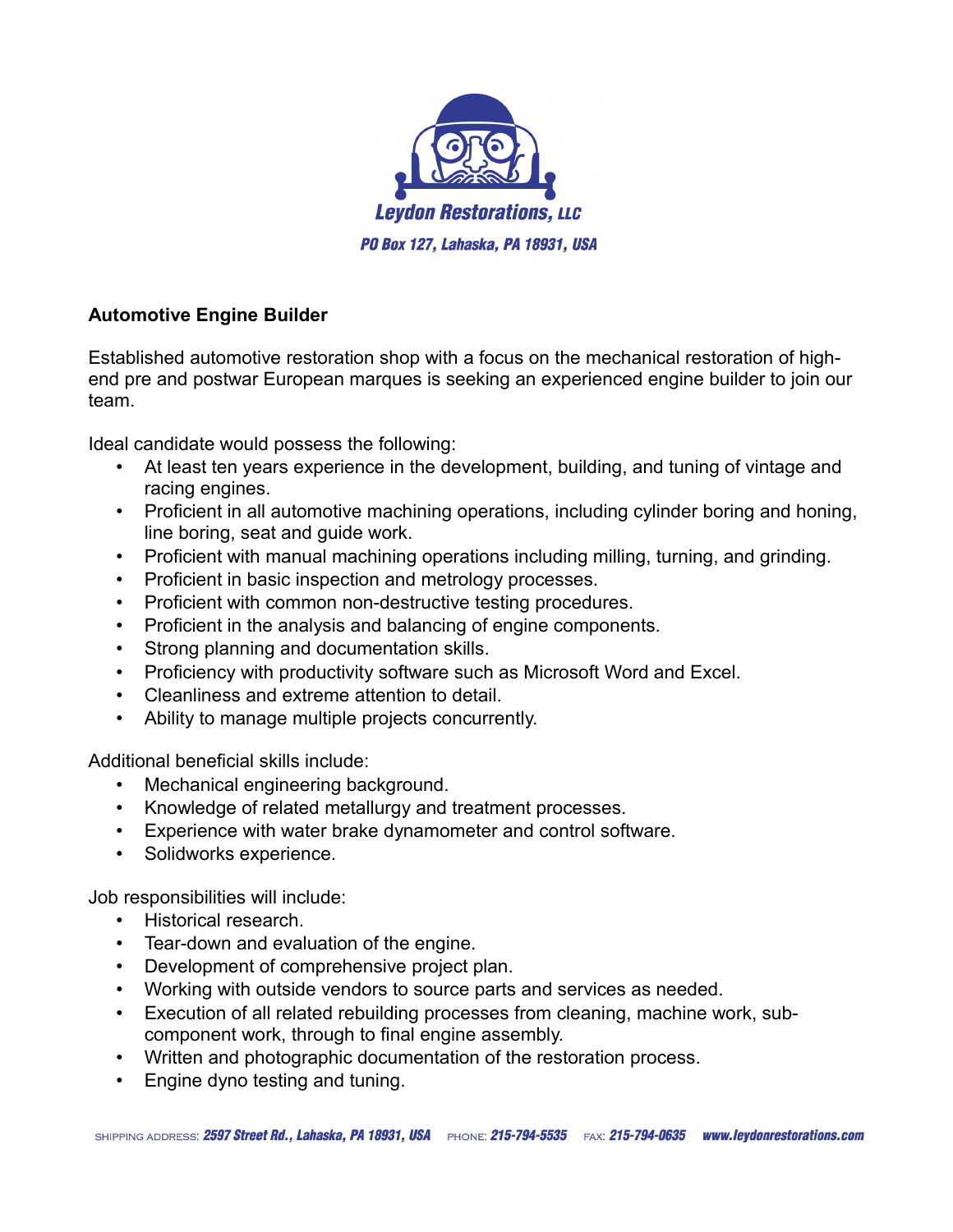**Leydon Restorations, LLC**

**PO Box 127, Lahaska, PA 18931, USA**

## Automotive Engine Builder

Established automotive restoration shop with a focus on the mechanical restoration of high-end pre and postwar European marques is seeking an experienced engine builder to join our team.

Ideal candidate would possess the following:

- At least ten years experience in the development, building, and tuning of vintage and racing engines.
- Proficient in all automotive machining operations, including cylinder boring and honing, line boring, seat and guide work.
- Proficient with manual machining operations including milling, turning, and grinding.
- Proficient in basic inspection and metrology processes.
- Proficient with common non-destructive testing procedures.
- Proficient in the analysis and balancing of engine components.
- Strong planning and documentation skills.
- Proficiency with productivity software such as Microsoft Word and Excel.
- Cleanliness and extreme attention to detail.
- Ability to manage multiple projects concurrently.

Additional beneficial skills include:

- Mechanical engineering background.
- Knowledge of related metallurgy and treatment processes.
- Experience with water brake dynamometer and control software.
- Solidworks experience.

Job responsibilities will include:

- Historical research.
- Tear-down and evaluation of the engine.
- Development of comprehensive project plan.
- Working with outside vendors to source parts and services as needed.
- Execution of all related rebuilding processes from cleaning, machine work, sub-component work, through to final engine assembly.
- Written and photographic documentation of the restoration process.
- Engine dyno testing and tuning.

SHIPPING ADDRESS: **2597 Street Rd., Lahaska, PA 18931, USA** PHONE: **215-794-5535** FAX: **215-794-0635** **www.leydonrestorations.com**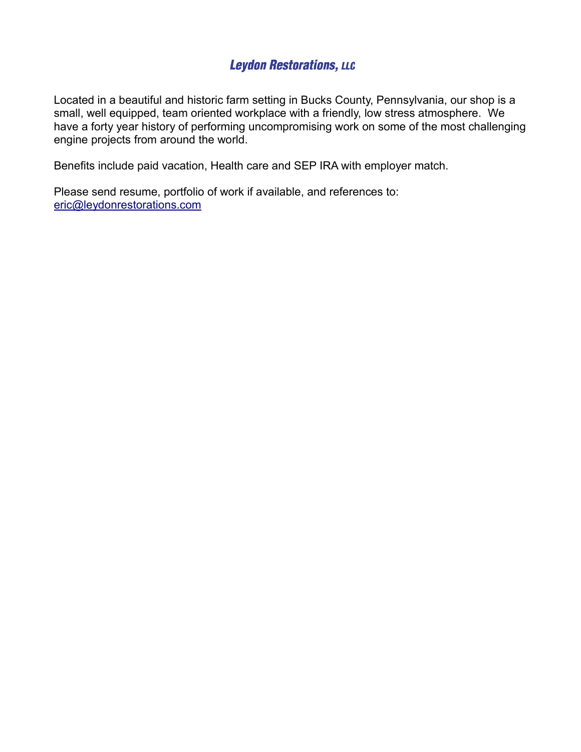# *Leydon Restorations, LLC*

Located in a beautiful and historic farm setting in Bucks County, Pennsylvania, our shop is a small, well equipped, team oriented workplace with a friendly, low stress atmosphere. We have a forty year history of performing uncompromising work on some of the most challenging engine projects from around the world.

Benefits include paid vacation, Health care and SEP IRA with employer match.

Please send resume, portfolio of work if available, and references to:
eric@leydonrestorations.com